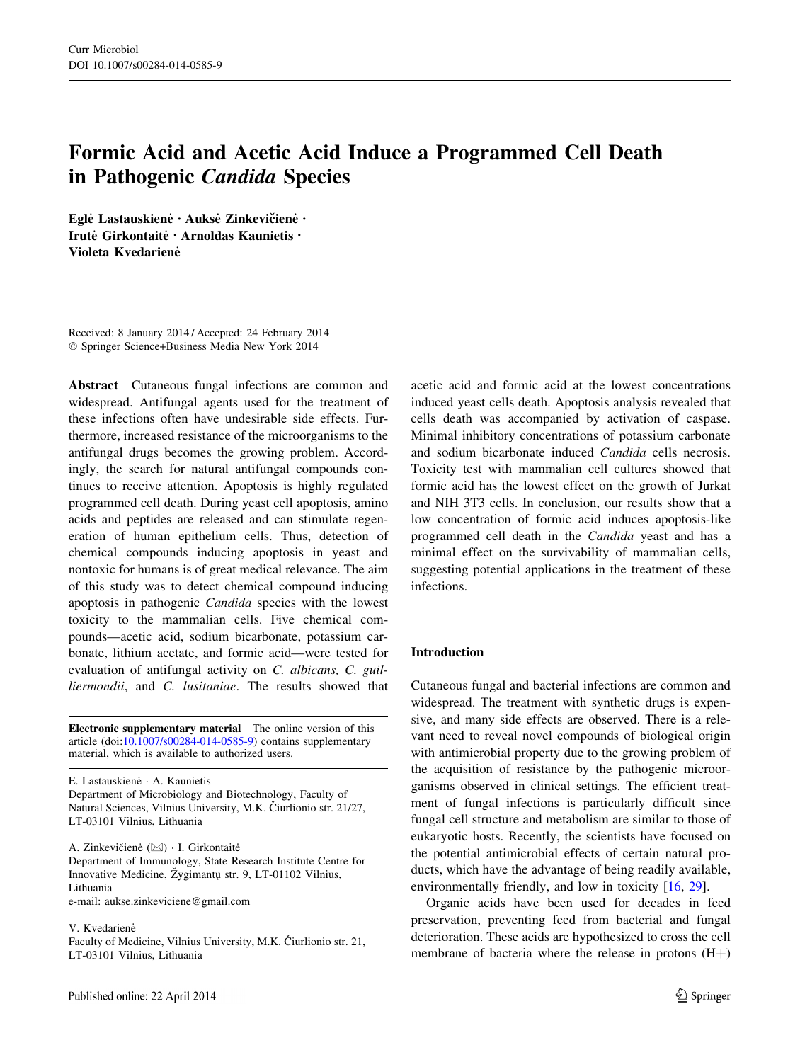# Formic Acid and Acetic Acid Induce a Programmed Cell Death in Pathogenic *Candida* Species

**Eglė Lastauskienė · Auksė Zinkevičienė · Irutė Girkontaitė · Arnoldas Kaunietis · Violeta Kvedarienė**

Received: 8 January 2014 / Accepted: 24 February 2014
© Springer Science+Business Media New York 2014

**Abstract** Cutaneous fungal infections are common and widespread. Antifungal agents used for the treatment of these infections often have undesirable side effects. Furthermore, increased resistance of the microorganisms to the antifungal drugs becomes the growing problem. Accordingly, the search for natural antifungal compounds continues to receive attention. Apoptosis is highly regulated programmed cell death. During yeast cell apoptosis, amino acids and peptides are released and can stimulate regeneration of human epithelium cells. Thus, detection of chemical compounds inducing apoptosis in yeast and nontoxic for humans is of great medical relevance. The aim of this study was to detect chemical compound inducing apoptosis in pathogenic *Candida* species with the lowest toxicity to the mammalian cells. Five chemical compounds—acetic acid, sodium bicarbonate, potassium carbonate, lithium acetate, and formic acid—were tested for evaluation of antifungal activity on *C. albicans, C. guilliermondii*, and *C. lusitaniae*. The results showed that acetic acid and formic acid at the lowest concentrations induced yeast cells death. Apoptosis analysis revealed that cells death was accompanied by activation of caspase. Minimal inhibitory concentrations of potassium carbonate and sodium bicarbonate induced *Candida* cells necrosis. Toxicity test with mammalian cell cultures showed that formic acid has the lowest effect on the growth of Jurkat and NIH 3T3 cells. In conclusion, our results show that a low concentration of formic acid induces apoptosis-like programmed cell death in the *Candida* yeast and has a minimal effect on the survivability of mammalian cells, suggesting potential applications in the treatment of these infections.

**Electronic supplementary material** The online version of this article (doi:10.1007/s00284-014-0585-9) contains supplementary material, which is available to authorized users.

E. Lastauskienė · A. Kaunietis
Department of Microbiology and Biotechnology, Faculty of Natural Sciences, Vilnius University, M.K. Čiurlionio str. 21/27, LT-03101 Vilnius, Lithuania

A. Zinkevičienė (✉) · I. Girkontaitė
Department of Immunology, State Research Institute Centre for Innovative Medicine, Žygimantų str. 9, LT-01102 Vilnius, Lithuania
e-mail: aukse.zinkeviciene@gmail.com

V. Kvedarienė
Faculty of Medicine, Vilnius University, M.K. Čiurlionio str. 21, LT-03101 Vilnius, Lithuania

## Introduction

Cutaneous fungal and bacterial infections are common and widespread. The treatment with synthetic drugs is expensive, and many side effects are observed. There is a relevant need to reveal novel compounds of biological origin with antimicrobial property due to the growing problem of the acquisition of resistance by the pathogenic microorganisms observed in clinical settings. The efficient treatment of fungal infections is particularly difficult since fungal cell structure and metabolism are similar to those of eukaryotic hosts. Recently, the scientists have focused on the potential antimicrobial effects of certain natural products, which have the advantage of being readily available, environmentally friendly, and low in toxicity [16, 29].

Organic acids have been used for decades in feed preservation, preventing feed from bacterial and fungal deterioration. These acids are hypothesized to cross the cell membrane of bacteria where the release in protons (H+)

Published online: 22 April 2014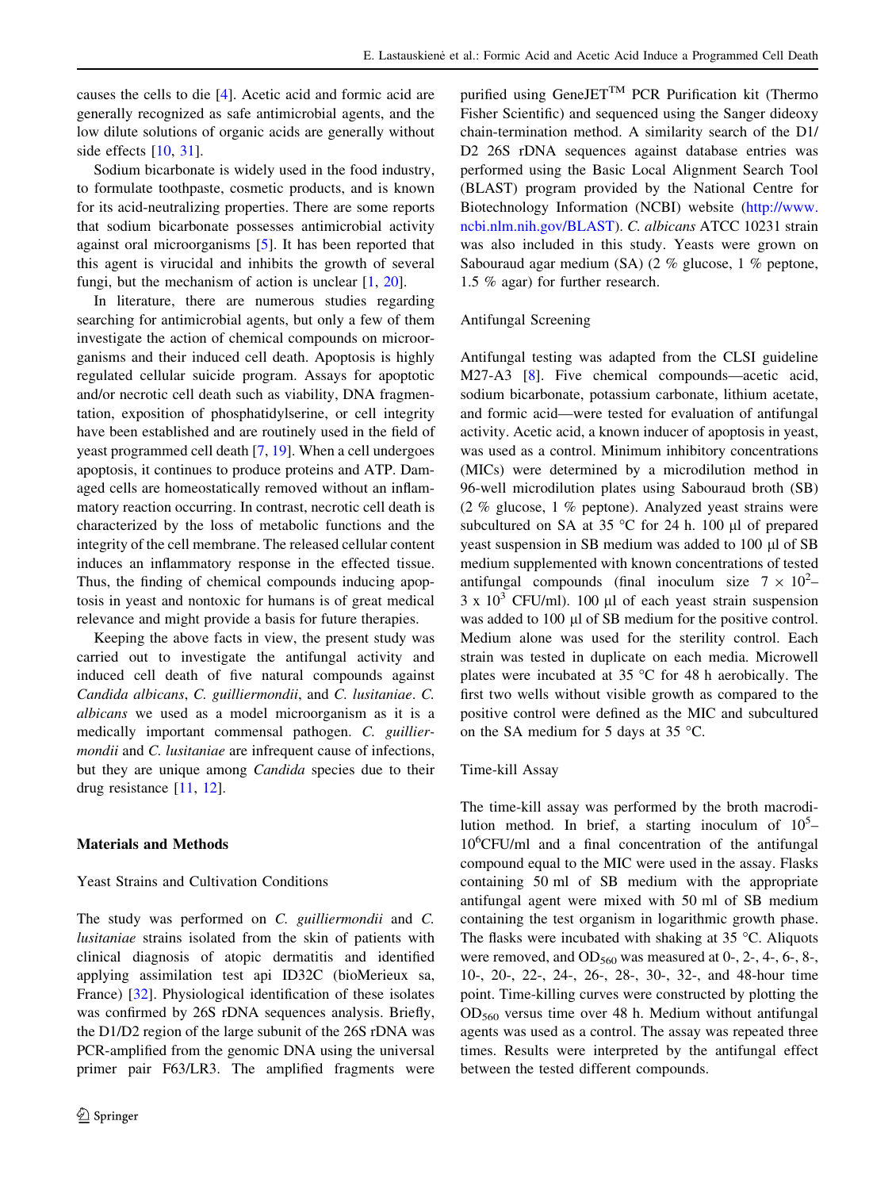causes the cells to die [4]. Acetic acid and formic acid are generally recognized as safe antimicrobial agents, and the low dilute solutions of organic acids are generally without side effects [10, 31].

Sodium bicarbonate is widely used in the food industry, to formulate toothpaste, cosmetic products, and is known for its acid-neutralizing properties. There are some reports that sodium bicarbonate possesses antimicrobial activity against oral microorganisms [5]. It has been reported that this agent is virucidal and inhibits the growth of several fungi, but the mechanism of action is unclear [1, 20].

In literature, there are numerous studies regarding searching for antimicrobial agents, but only a few of them investigate the action of chemical compounds on microorganisms and their induced cell death. Apoptosis is highly regulated cellular suicide program. Assays for apoptotic and/or necrotic cell death such as viability, DNA fragmentation, exposition of phosphatidylserine, or cell integrity have been established and are routinely used in the field of yeast programmed cell death [7, 19]. When a cell undergoes apoptosis, it continues to produce proteins and ATP. Damaged cells are homeostatically removed without an inflammatory reaction occurring. In contrast, necrotic cell death is characterized by the loss of metabolic functions and the integrity of the cell membrane. The released cellular content induces an inflammatory response in the effected tissue. Thus, the finding of chemical compounds inducing apoptosis in yeast and nontoxic for humans is of great medical relevance and might provide a basis for future therapies.

Keeping the above facts in view, the present study was carried out to investigate the antifungal activity and induced cell death of five natural compounds against *Candida albicans*, *C. guilliermondii*, and *C. lusitaniae*. *C. albicans* we used as a model microorganism as it is a medically important commensal pathogen. *C. guilliermondii* and *C. lusitaniae* are infrequent cause of infections, but they are unique among *Candida* species due to their drug resistance [11, 12].

## Materials and Methods

### Yeast Strains and Cultivation Conditions

The study was performed on *C. guilliermondii* and *C. lusitaniae* strains isolated from the skin of patients with clinical diagnosis of atopic dermatitis and identified applying assimilation test api ID32C (bioMerieux sa, France) [32]. Physiological identification of these isolates was confirmed by 26S rDNA sequences analysis. Briefly, the D1/D2 region of the large subunit of the 26S rDNA was PCR-amplified from the genomic DNA using the universal primer pair F63/LR3. The amplified fragments were purified using GeneJET™ PCR Purification kit (Thermo Fisher Scientific) and sequenced using the Sanger dideoxy chain-termination method. A similarity search of the D1/D2 26S rDNA sequences against database entries was performed using the Basic Local Alignment Search Tool (BLAST) program provided by the National Centre for Biotechnology Information (NCBI) website (http://www.ncbi.nlm.nih.gov/BLAST). *C. albicans* ATCC 10231 strain was also included in this study. Yeasts were grown on Sabouraud agar medium (SA) (2 % glucose, 1 % peptone, 1.5 % agar) for further research.

### Antifungal Screening

Antifungal testing was adapted from the CLSI guideline M27-A3 [8]. Five chemical compounds—acetic acid, sodium bicarbonate, potassium carbonate, lithium acetate, and formic acid—were tested for evaluation of antifungal activity. Acetic acid, a known inducer of apoptosis in yeast, was used as a control. Minimum inhibitory concentrations (MICs) were determined by a microdilution method in 96-well microdilution plates using Sabouraud broth (SB) (2 % glucose, 1 % peptone). Analyzed yeast strains were subcultured on SA at 35 °C for 24 h. 100 µl of prepared yeast suspension in SB medium was added to 100 µl of SB medium supplemented with known concentrations of tested antifungal compounds (final inoculum size $7 \times 10^2$–$3 \times 10^3$ CFU/ml). 100 µl of each yeast strain suspension was added to 100 µl of SB medium for the positive control. Medium alone was used for the sterility control. Each strain was tested in duplicate on each media. Microwell plates were incubated at 35 °C for 48 h aerobically. The first two wells without visible growth as compared to the positive control were defined as the MIC and subcultured on the SA medium for 5 days at 35 °C.

### Time-kill Assay

The time-kill assay was performed by the broth macrodilution method. In brief, a starting inoculum of $10^5$–$10^6$CFU/ml and a final concentration of the antifungal compound equal to the MIC were used in the assay. Flasks containing 50 ml of SB medium with the appropriate antifungal agent were mixed with 50 ml of SB medium containing the test organism in logarithmic growth phase. The flasks were incubated with shaking at 35 °C. Aliquots were removed, and $OD_{560}$ was measured at 0-, 2-, 4-, 6-, 8-, 10-, 20-, 22-, 24-, 26-, 28-, 30-, 32-, and 48-hour time point. Time-killing curves were constructed by plotting the $OD_{560}$ versus time over 48 h. Medium without antifungal agents was used as a control. The assay was repeated three times. Results were interpreted by the antifungal effect between the tested different compounds.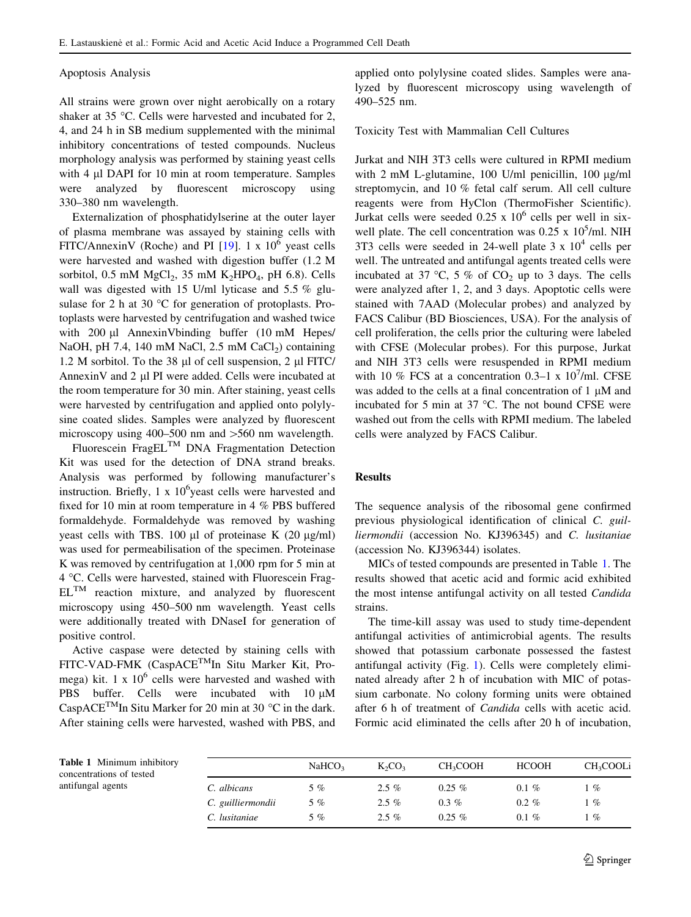### Apoptosis Analysis

All strains were grown over night aerobically on a rotary shaker at 35 °C. Cells were harvested and incubated for 2, 4, and 24 h in SB medium supplemented with the minimal inhibitory concentrations of tested compounds. Nucleus morphology analysis was performed by staining yeast cells with 4 μl DAPI for 10 min at room temperature. Samples were analyzed by fluorescent microscopy using 330–380 nm wavelength.

Externalization of phosphatidylserine at the outer layer of plasma membrane was assayed by staining cells with FITC/AnnexinV (Roche) and PI [19]. 1 x $10^6$ yeast cells were harvested and washed with digestion buffer (1.2 M sorbitol, 0.5 mM $MgCl_2$, 35 mM $K_2HPO_4$, pH 6.8). Cells wall was digested with 15 U/ml lyticase and 5.5 % glusulase for 2 h at 30 °C for generation of protoplasts. Protoplasts were harvested by centrifugation and washed twice with 200 μl AnnexinVbinding buffer (10 mM Hepes/NaOH, pH 7.4, 140 mM NaCl, 2.5 mM $CaCl_2$) containing 1.2 M sorbitol. To the 38 μl of cell suspension, 2 μl FITC/AnnexinV and 2 μl PI were added. Cells were incubated at the room temperature for 30 min. After staining, yeast cells were harvested by centrifugation and applied onto polylysine coated slides. Samples were analyzed by fluorescent microscopy using 400–500 nm and >560 nm wavelength.

Fluorescein FragEL™ DNA Fragmentation Detection Kit was used for the detection of DNA strand breaks. Analysis was performed by following manufacturer's instruction. Briefly, 1 x $10^6$yeast cells were harvested and fixed for 10 min at room temperature in 4 % PBS buffered formaldehyde. Formaldehyde was removed by washing yeast cells with TBS. 100 μl of proteinase K (20 μg/ml) was used for permeabilisation of the specimen. Proteinase K was removed by centrifugation at 1,000 rpm for 5 min at 4 °C. Cells were harvested, stained with Fluorescein FragEL™ reaction mixture, and analyzed by fluorescent microscopy using 450–500 nm wavelength. Yeast cells were additionally treated with DNaseI for generation of positive control.

Active caspase were detected by staining cells with FITC-VAD-FMK (CaspACE™In Situ Marker Kit, Promega) kit. 1 x $10^6$ cells were harvested and washed with PBS buffer. Cells were incubated with 10 μM CaspACE™In Situ Marker for 20 min at 30 °C in the dark. After staining cells were harvested, washed with PBS, and applied onto polylysine coated slides. Samples were analyzed by fluorescent microscopy using wavelength of 490–525 nm.

### Toxicity Test with Mammalian Cell Cultures

Jurkat and NIH 3T3 cells were cultured in RPMI medium with 2 mM L-glutamine, 100 U/ml penicillin, 100 μg/ml streptomycin, and 10 % fetal calf serum. All cell culture reagents were from HyClon (ThermoFisher Scientific). Jurkat cells were seeded 0.25 x $10^6$ cells per well in six-well plate. The cell concentration was 0.25 x $10^5$/ml. NIH 3T3 cells were seeded in 24-well plate 3 x $10^4$ cells per well. The untreated and antifungal agents treated cells were incubated at 37 °C, 5 % of $CO_2$ up to 3 days. The cells were analyzed after 1, 2, and 3 days. Apoptotic cells were stained with 7AAD (Molecular probes) and analyzed by FACS Calibur (BD Biosciences, USA). For the analysis of cell proliferation, the cells prior the culturing were labeled with CFSE (Molecular probes). For this purpose, Jurkat and NIH 3T3 cells were resuspended in RPMI medium with 10 % FCS at a concentration 0.3–1 x $10^7$/ml. CFSE was added to the cells at a final concentration of 1 μM and incubated for 5 min at 37 °C. The not bound CFSE were washed out from the cells with RPMI medium. The labeled cells were analyzed by FACS Calibur.

## Results

The sequence analysis of the ribosomal gene confirmed previous physiological identification of clinical *C. guilliermondii* (accession No. KJ396345) and *C. lusitaniae* (accession No. KJ396344) isolates.

MICs of tested compounds are presented in Table 1. The results showed that acetic acid and formic acid exhibited the most intense antifungal activity on all tested *Candida* strains.

The time-kill assay was used to study time-dependent antifungal activities of antimicrobial agents. The results showed that potassium carbonate possessed the fastest antifungal activity (Fig. 1). Cells were completely eliminated already after 2 h of incubation with MIC of potassium carbonate. No colony forming units were obtained after 6 h of treatment of *Candida* cells with acetic acid. Formic acid eliminated the cells after 20 h of incubation,

**Table 1** Minimum inhibitory concentrations of tested antifungal agents

| | $NaHCO_3$ | $K_2CO_3$ | $CH_3COOH$ | HCOOH | $CH_3COOLi$ |
|---|---|---|---|---|---|
| *C. albicans* | 5 % | 2.5 % | 0.25 % | 0.1 % | 1 % |
| *C. guilliermondii* | 5 % | 2.5 % | 0.3 % | 0.2 % | 1 % |
| *C. lusitaniae* | 5 % | 2.5 % | 0.25 % | 0.1 % | 1 % |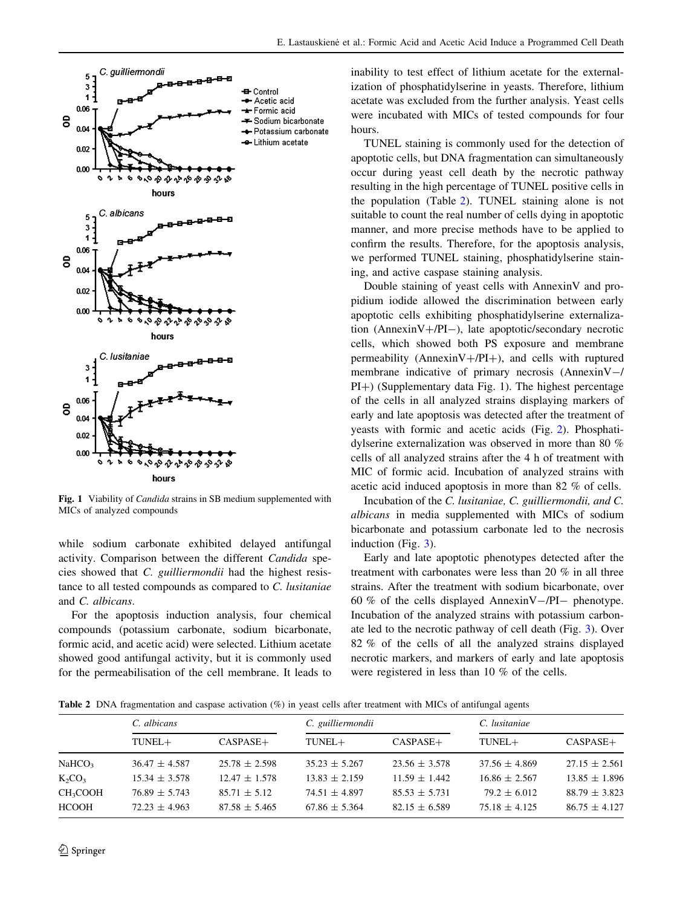Fig. 1 Viability of *Candida* strains in SB medium supplemented with MICs of analyzed compounds

while sodium carbonate exhibited delayed antifungal activity. Comparison between the different *Candida* species showed that *C. guilliermondii* had the highest resistance to all tested compounds as compared to *C. lusitaniae* and *C. albicans*.

For the apoptosis induction analysis, four chemical compounds (potassium carbonate, sodium bicarbonate, formic acid, and acetic acid) were selected. Lithium acetate showed good antifungal activity, but it is commonly used for the permeabilisation of the cell membrane. It leads to inability to test effect of lithium acetate for the externalization of phosphatidylserine in yeasts. Therefore, lithium acetate was excluded from the further analysis. Yeast cells were incubated with MICs of tested compounds for four hours.

TUNEL staining is commonly used for the detection of apoptotic cells, but DNA fragmentation can simultaneously occur during yeast cell death by the necrotic pathway resulting in the high percentage of TUNEL positive cells in the population (Table 2). TUNEL staining alone is not suitable to count the real number of cells dying in apoptotic manner, and more precise methods have to be applied to confirm the results. Therefore, for the apoptosis analysis, we performed TUNEL staining, phosphatidylserine staining, and active caspase staining analysis.

Double staining of yeast cells with AnnexinV and propidium iodide allowed the discrimination between early apoptotic cells exhibiting phosphatidylserine externalization (AnnexinV+/PI−), late apoptotic/secondary necrotic cells, which showed both PS exposure and membrane permeability (AnnexinV+/PI+), and cells with ruptured membrane indicative of primary necrosis (AnnexinV−/PI+) (Supplementary data Fig. 1). The highest percentage of the cells in all analyzed strains displaying markers of early and late apoptosis was detected after the treatment of yeasts with formic and acetic acids (Fig. 2). Phosphatidylserine externalization was observed in more than 80 % cells of all analyzed strains after the 4 h of treatment with MIC of formic acid. Incubation of analyzed strains with acetic acid induced apoptosis in more than 82 % of cells.

Incubation of the *C. lusitaniae, C. guilliermondii, and C. albicans* in media supplemented with MICs of sodium bicarbonate and potassium carbonate led to the necrosis induction (Fig. 3).

Early and late apoptotic phenotypes detected after the treatment with carbonates were less than 20 % in all three strains. After the treatment with sodium bicarbonate, over 60 % of the cells displayed AnnexinV−/PI− phenotype. Incubation of the analyzed strains with potassium carbonate led to the necrotic pathway of cell death (Fig. 3). Over 82 % of the cells of all the analyzed strains displayed necrotic markers, and markers of early and late apoptosis were registered in less than 10 % of the cells.

**Table 2** DNA fragmentation and caspase activation (%) in yeast cells after treatment with MICs of antifungal agents

| | *C. albicans* | | *C. guilliermondii* | | *C. lusitaniae* | |
|---|---|---|---|---|---|---|
| | TUNEL+ | CASPASE+ | TUNEL+ | CASPASE+ | TUNEL+ | CASPASE+ |
| $NaHCO_3$ | 36.47 ± 4.587 | 25.78 ± 2.598 | 35.23 ± 5.267 | 23.56 ± 3.578 | 37.56 ± 4.869 | 27.15 ± 2.561 |
| $K_2CO_3$ | 15.34 ± 3.578 | 12.47 ± 1.578 | 13.83 ± 2.159 | 11.59 ± 1.442 | 16.86 ± 2.567 | 13.85 ± 1.896 |
| $CH_3COOH$ | 76.89 ± 5.743 | 85.71 ± 5.12 | 74.51 ± 4.897 | 85.53 ± 5.731 | 79.2 ± 6.012 | 88.79 ± 3.823 |
| HCOOH | 72.23 ± 4.963 | 87.58 ± 5.465 | 67.86 ± 5.364 | 82.15 ± 6.589 | 75.18 ± 4.125 | 86.75 ± 4.127 |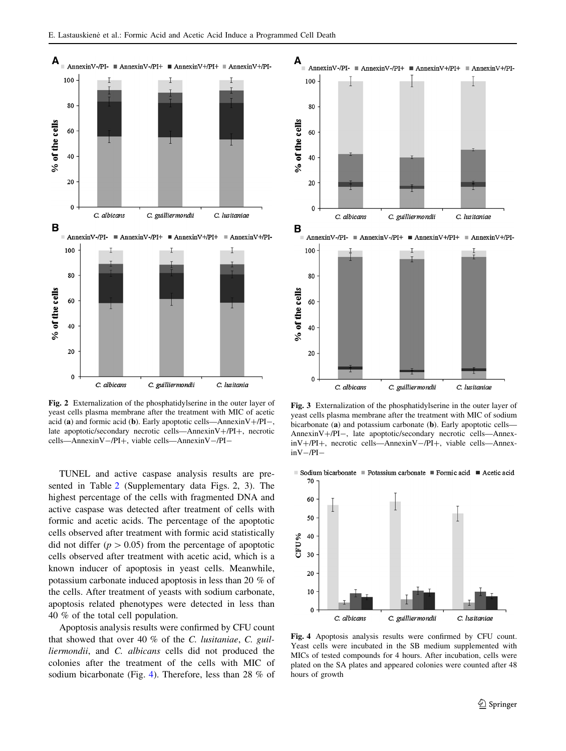Fig. 2 Externalization of the phosphatidylserine in the outer layer of yeast cells plasma membrane after the treatment with MIC of acetic acid (**a**) and formic acid (**b**). Early apoptotic cells—AnnexinV+/PI−, late apoptotic/secondary necrotic cells—AnnexinV+/PI+, necrotic cells—AnnexinV−/PI+, viable cells—AnnexinV−/PI−

Fig. 3 Externalization of the phosphatidylserine in the outer layer of yeast cells plasma membrane after the treatment with MIC of sodium bicarbonate (**a**) and potassium carbonate (**b**). Early apoptotic cells—AnnexinV+/PI−, late apoptotic/secondary necrotic cells—AnnexinV+/PI+, necrotic cells—AnnexinV−/PI+, viable cells—AnnexinV−/PI−

TUNEL and active caspase analysis results are presented in Table 2 (Supplementary data Figs. 2, 3). The highest percentage of the cells with fragmented DNA and active caspase was detected after treatment of cells with formic and acetic acids. The percentage of the apoptotic cells observed after treatment with formic acid statistically did not differ ($p > 0.05$) from the percentage of apoptotic cells observed after treatment with acetic acid, which is a known inducer of apoptosis in yeast cells. Meanwhile, potassium carbonate induced apoptosis in less than 20 % of the cells. After treatment of yeasts with sodium carbonate, apoptosis related phenotypes were detected in less than 40 % of the total cell population.

Apoptosis analysis results were confirmed by CFU count that showed that over 40 % of the *C. lusitaniae*, *C. guilliermondii*, and *C. albicans* cells did not produced the colonies after the treatment of the cells with MIC of sodium bicarbonate (Fig. 4). Therefore, less than 28 % of

Fig. 4 Apoptosis analysis results were confirmed by CFU count. Yeast cells were incubated in the SB medium supplemented with MICs of tested compounds for 4 hours. After incubation, cells were plated on the SA plates and appeared colonies were counted after 48 hours of growth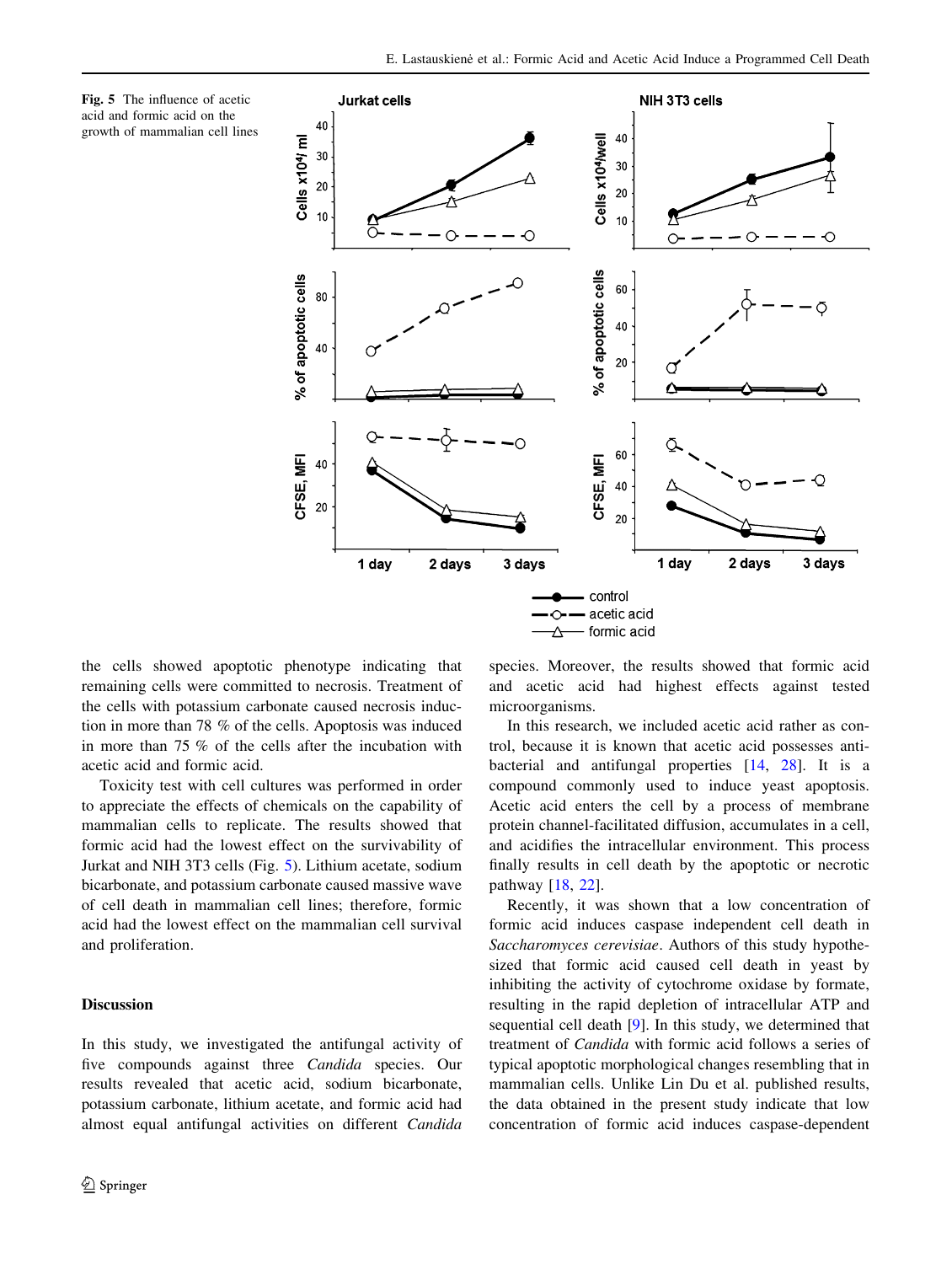**Fig. 5** The influence of acetic acid and formic acid on the growth of mammalian cell lines

the cells showed apoptotic phenotype indicating that remaining cells were committed to necrosis. Treatment of the cells with potassium carbonate caused necrosis induction in more than 78 % of the cells. Apoptosis was induced in more than 75 % of the cells after the incubation with acetic acid and formic acid.

Toxicity test with cell cultures was performed in order to appreciate the effects of chemicals on the capability of mammalian cells to replicate. The results showed that formic acid had the lowest effect on the survivability of Jurkat and NIH 3T3 cells (Fig. 5). Lithium acetate, sodium bicarbonate, and potassium carbonate caused massive wave of cell death in mammalian cell lines; therefore, formic acid had the lowest effect on the mammalian cell survival and proliferation.

## Discussion

In this study, we investigated the antifungal activity of five compounds against three *Candida* species. Our results revealed that acetic acid, sodium bicarbonate, potassium carbonate, lithium acetate, and formic acid had almost equal antifungal activities on different *Candida* species. Moreover, the results showed that formic acid and acetic acid had highest effects against tested microorganisms.

In this research, we included acetic acid rather as control, because it is known that acetic acid possesses antibacterial and antifungal properties [14, 28]. It is a compound commonly used to induce yeast apoptosis. Acetic acid enters the cell by a process of membrane protein channel-facilitated diffusion, accumulates in a cell, and acidifies the intracellular environment. This process finally results in cell death by the apoptotic or necrotic pathway [18, 22].

Recently, it was shown that a low concentration of formic acid induces caspase independent cell death in *Saccharomyces cerevisiae*. Authors of this study hypothesized that formic acid caused cell death in yeast by inhibiting the activity of cytochrome oxidase by formate, resulting in the rapid depletion of intracellular ATP and sequential cell death [9]. In this study, we determined that treatment of *Candida* with formic acid follows a series of typical apoptotic morphological changes resembling that in mammalian cells. Unlike Lin Du et al. published results, the data obtained in the present study indicate that low concentration of formic acid induces caspase-dependent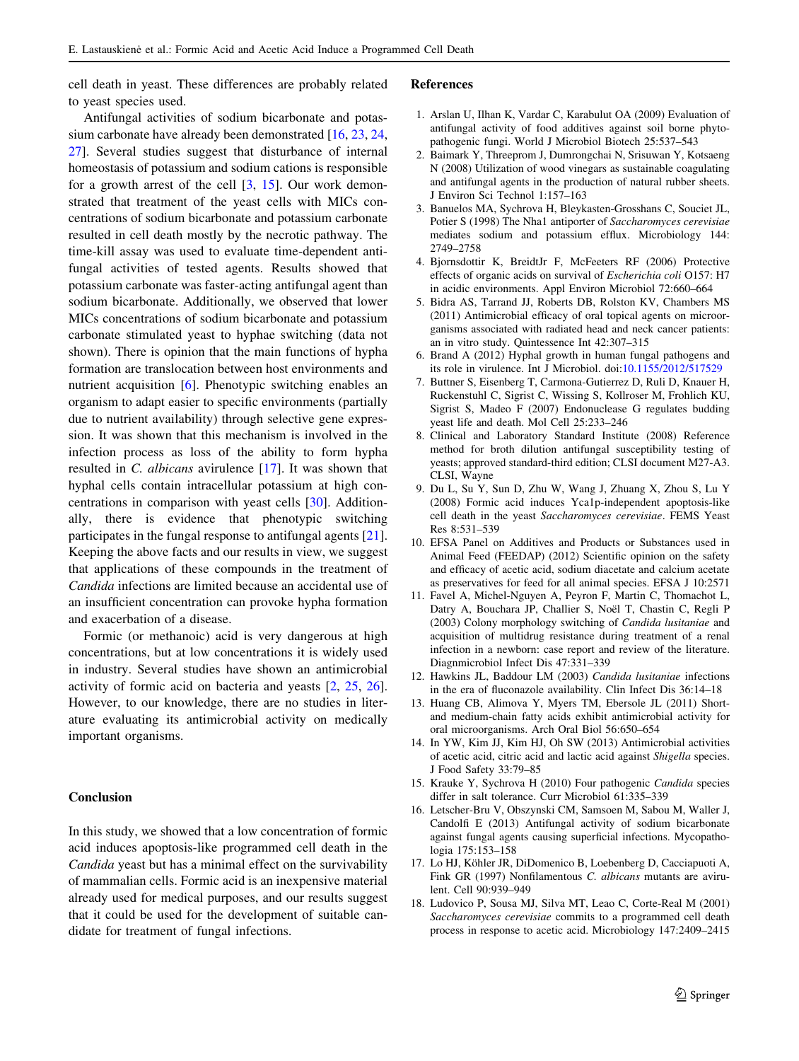cell death in yeast. These differences are probably related to yeast species used.

Antifungal activities of sodium bicarbonate and potassium carbonate have already been demonstrated [16, 23, 24, 27]. Several studies suggest that disturbance of internal homeostasis of potassium and sodium cations is responsible for a growth arrest of the cell [3, 15]. Our work demonstrated that treatment of the yeast cells with MICs concentrations of sodium bicarbonate and potassium carbonate resulted in cell death mostly by the necrotic pathway. The time-kill assay was used to evaluate time-dependent antifungal activities of tested agents. Results showed that potassium carbonate was faster-acting antifungal agent than sodium bicarbonate. Additionally, we observed that lower MICs concentrations of sodium bicarbonate and potassium carbonate stimulated yeast to hyphae switching (data not shown). There is opinion that the main functions of hypha formation are translocation between host environments and nutrient acquisition [6]. Phenotypic switching enables an organism to adapt easier to specific environments (partially due to nutrient availability) through selective gene expression. It was shown that this mechanism is involved in the infection process as loss of the ability to form hypha resulted in *C. albicans* avirulence [17]. It was shown that hyphal cells contain intracellular potassium at high concentrations in comparison with yeast cells [30]. Additionally, there is evidence that phenotypic switching participates in the fungal response to antifungal agents [21]. Keeping the above facts and our results in view, we suggest that applications of these compounds in the treatment of *Candida* infections are limited because an accidental use of an insufficient concentration can provoke hypha formation and exacerbation of a disease.

Formic (or methanoic) acid is very dangerous at high concentrations, but at low concentrations it is widely used in industry. Several studies have shown an antimicrobial activity of formic acid on bacteria and yeasts [2, 25, 26]. However, to our knowledge, there are no studies in literature evaluating its antimicrobial activity on medically important organisms.

## Conclusion

In this study, we showed that a low concentration of formic acid induces apoptosis-like programmed cell death in the *Candida* yeast but has a minimal effect on the survivability of mammalian cells. Formic acid is an inexpensive material already used for medical purposes, and our results suggest that it could be used for the development of suitable candidate for treatment of fungal infections.

## References

1. Arslan U, Ilhan K, Vardar C, Karabulut OA (2009) Evaluation of antifungal activity of food additives against soil borne phytopathogenic fungi. World J Microbiol Biotech 25:537–543
2. Baimark Y, Threeprom J, Dumrongchai N, Srisuwan Y, Kotsaeng N (2008) Utilization of wood vinegars as sustainable coagulating and antifungal agents in the production of natural rubber sheets. J Environ Sci Technol 1:157–163
3. Banuelos MA, Sychrova H, Bleykasten-Grosshans C, Souciet JL, Potier S (1998) The Nha1 antiporter of *Saccharomyces cerevisiae* mediates sodium and potassium efflux. Microbiology 144: 2749–2758
4. Bjornsdottir K, BreidtJr F, McFeeters RF (2006) Protective effects of organic acids on survival of *Escherichia coli* O157: H7 in acidic environments. Appl Environ Microbiol 72:660–664
5. Bidra AS, Tarrand JJ, Roberts DB, Rolston KV, Chambers MS (2011) Antimicrobial efficacy of oral topical agents on microorganisms associated with radiated head and neck cancer patients: an in vitro study. Quintessence Int 42:307–315
6. Brand A (2012) Hyphal growth in human fungal pathogens and its role in virulence. Int J Microbiol. doi:10.1155/2012/517529
7. Buttner S, Eisenberg T, Carmona-Gutierrez D, Ruli D, Knauer H, Ruckenstuhl C, Sigrist C, Wissing S, Kollroser M, Frohlich KU, Sigrist S, Madeo F (2007) Endonuclease G regulates budding yeast life and death. Mol Cell 25:233–246
8. Clinical and Laboratory Standard Institute (2008) Reference method for broth dilution antifungal susceptibility testing of yeasts; approved standard-third edition; CLSI document M27-A3. CLSI, Wayne
9. Du L, Su Y, Sun D, Zhu W, Wang J, Zhuang X, Zhou S, Lu Y (2008) Formic acid induces Yca1p-independent apoptosis-like cell death in the yeast *Saccharomyces cerevisiae*. FEMS Yeast Res 8:531–539
10. EFSA Panel on Additives and Products or Substances used in Animal Feed (FEEDAP) (2012) Scientific opinion on the safety and efficacy of acetic acid, sodium diacetate and calcium acetate as preservatives for feed for all animal species. EFSA J 10:2571
11. Favel A, Michel-Nguyen A, Peyron F, Martin C, Thomachot L, Datry A, Bouchara JP, Challier S, Noël T, Chastin C, Regli P (2003) Colony morphology switching of *Candida lusitaniae* and acquisition of multidrug resistance during treatment of a renal infection in a newborn: case report and review of the literature. Diagnmicrobiol Infect Dis 47:331–339
12. Hawkins JL, Baddour LM (2003) *Candida lusitaniae* infections in the era of fluconazole availability. Clin Infect Dis 36:14–18
13. Huang CB, Alimova Y, Myers TM, Ebersole JL (2011) Short- and medium-chain fatty acids exhibit antimicrobial activity for oral microorganisms. Arch Oral Biol 56:650–654
14. In YW, Kim JJ, Kim HJ, Oh SW (2013) Antimicrobial activities of acetic acid, citric acid and lactic acid against *Shigella* species. J Food Safety 33:79–85
15. Krauke Y, Sychrova H (2010) Four pathogenic *Candida* species differ in salt tolerance. Curr Microbiol 61:335–339
16. Letscher-Bru V, Obszynski CM, Samsoen M, Sabou M, Waller J, Candolfi E (2013) Antifungal activity of sodium bicarbonate against fungal agents causing superficial infections. Mycopathologia 175:153–158
17. Lo HJ, Köhler JR, DiDomenico B, Loebenberg D, Cacciapuoti A, Fink GR (1997) Nonfilamentous *C. albicans* mutants are avirulent. Cell 90:939–949
18. Ludovico P, Sousa MJ, Silva MT, Leao C, Corte-Real M (2001) *Saccharomyces cerevisiae* commits to a programmed cell death process in response to acetic acid. Microbiology 147:2409–2415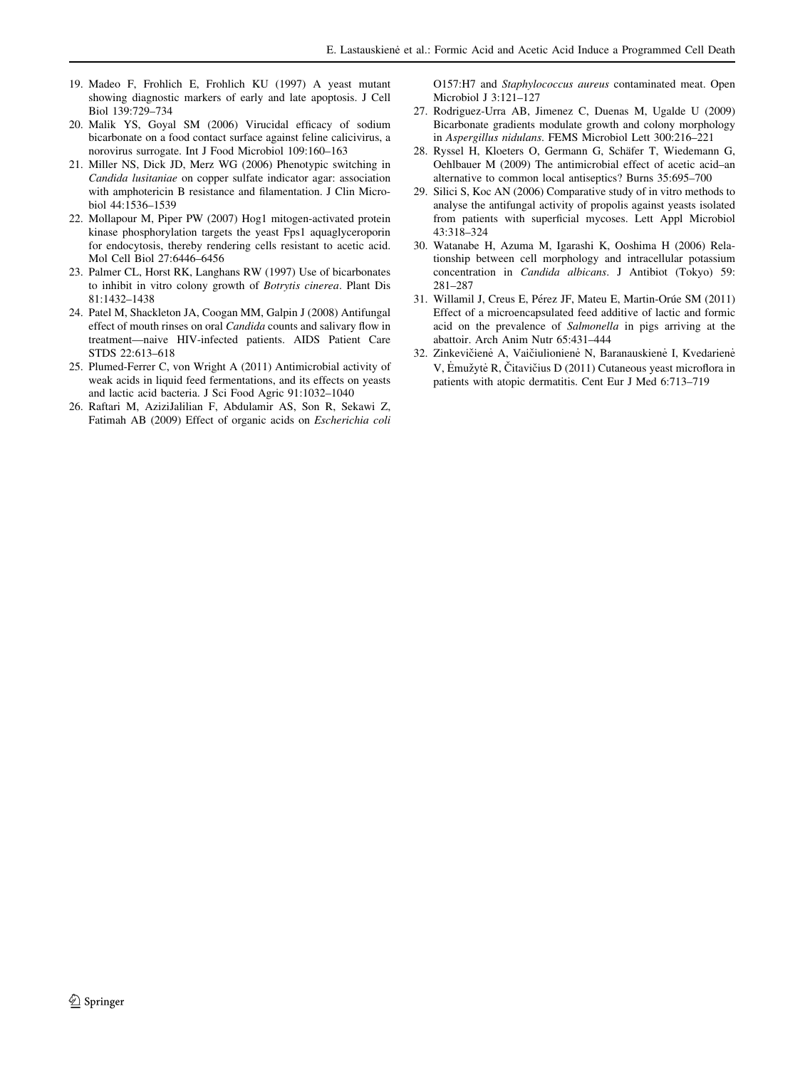19. Madeo F, Frohlich E, Frohlich KU (1997) A yeast mutant showing diagnostic markers of early and late apoptosis. J Cell Biol 139:729–734
20. Malik YS, Goyal SM (2006) Virucidal efficacy of sodium bicarbonate on a food contact surface against feline calicivirus, a norovirus surrogate. Int J Food Microbiol 109:160–163
21. Miller NS, Dick JD, Merz WG (2006) Phenotypic switching in *Candida lusitaniae* on copper sulfate indicator agar: association with amphotericin B resistance and filamentation. J Clin Microbiol 44:1536–1539
22. Mollapour M, Piper PW (2007) Hog1 mitogen-activated protein kinase phosphorylation targets the yeast Fps1 aquaglyceroporin for endocytosis, thereby rendering cells resistant to acetic acid. Mol Cell Biol 27:6446–6456
23. Palmer CL, Horst RK, Langhans RW (1997) Use of bicarbonates to inhibit in vitro colony growth of *Botrytis cinerea*. Plant Dis 81:1432–1438
24. Patel M, Shackleton JA, Coogan MM, Galpin J (2008) Antifungal effect of mouth rinses on oral *Candida* counts and salivary flow in treatment—naive HIV-infected patients. AIDS Patient Care STDS 22:613–618
25. Plumed-Ferrer C, von Wright A (2011) Antimicrobial activity of weak acids in liquid feed fermentations, and its effects on yeasts and lactic acid bacteria. J Sci Food Agric 91:1032–1040
26. Raftari M, AziziJalilian F, Abdulamir AS, Son R, Sekawi Z, Fatimah AB (2009) Effect of organic acids on *Escherichia coli* O157:H7 and *Staphylococcus aureus* contaminated meat. Open Microbiol J 3:121–127
27. Rodriguez-Urra AB, Jimenez C, Duenas M, Ugalde U (2009) Bicarbonate gradients modulate growth and colony morphology in *Aspergillus nidulans*. FEMS Microbiol Lett 300:216–221
28. Ryssel H, Kloeters O, Germann G, Schäfer T, Wiedemann G, Oehlbauer M (2009) The antimicrobial effect of acetic acid–an alternative to common local antiseptics? Burns 35:695–700
29. Silici S, Koc AN (2006) Comparative study of in vitro methods to analyse the antifungal activity of propolis against yeasts isolated from patients with superficial mycoses. Lett Appl Microbiol 43:318–324
30. Watanabe H, Azuma M, Igarashi K, Ooshima H (2006) Relationship between cell morphology and intracellular potassium concentration in *Candida albicans*. J Antibiot (Tokyo) 59: 281–287
31. Willamil J, Creus E, Pérez JF, Mateu E, Martin-Orúe SM (2011) Effect of a microencapsulated feed additive of lactic and formic acid on the prevalence of *Salmonella* in pigs arriving at the abattoir. Arch Anim Nutr 65:431–444
32. Zinkevičienė A, Vaičiulionienė N, Baranauskienė I, Kvedarienė V, Ėmužytė R, Čitavičius D (2011) Cutaneous yeast microflora in patients with atopic dermatitis. Cent Eur J Med 6:713–719